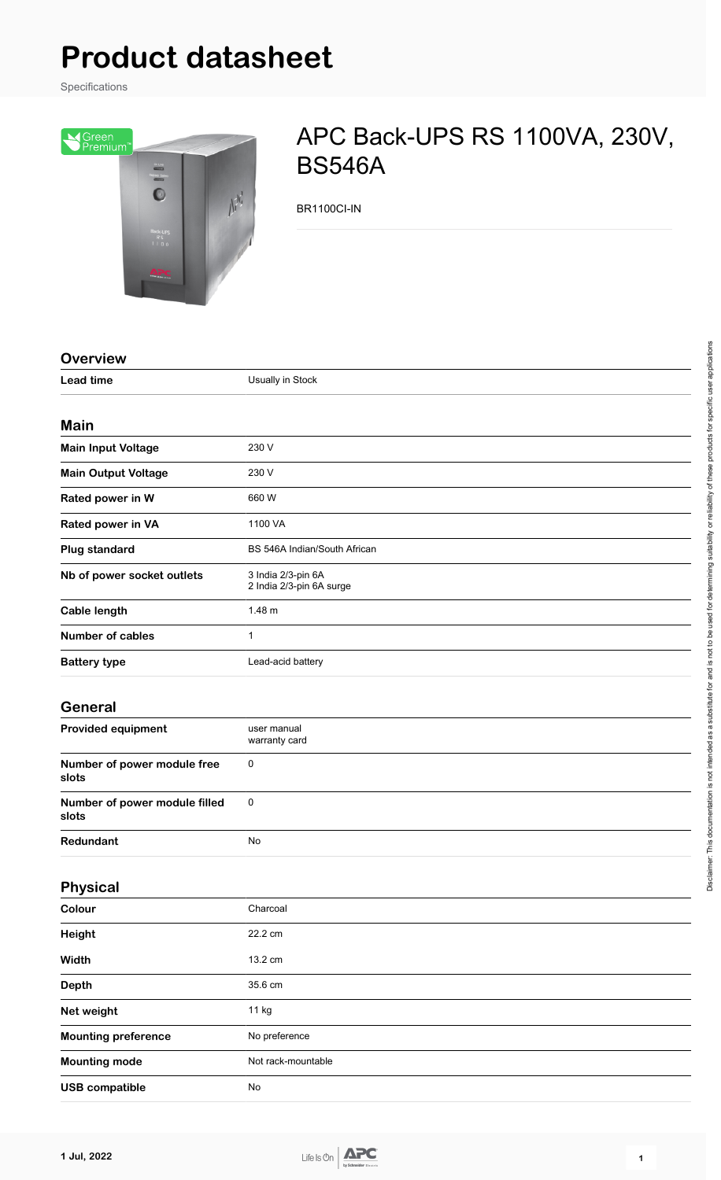# Product datasheet

Specifications

## APC Back-UPS RS 1100VA, 230V, BS546A

BR1100CI-IN

### Overview

| | |
|---|---|
| **Lead time** | Usually in Stock |

### Main

| | |
|---|---|
| **Main Input Voltage** | 230 V |
| **Main Output Voltage** | 230 V |
| **Rated power in W** | 660 W |
| **Rated power in VA** | 1100 VA |
| **Plug standard** | BS 546A Indian/South African |
| **Nb of power socket outlets** | 3 India 2/3-pin 6A<br>2 India 2/3-pin 6A surge |
| **Cable length** | 1.48 m |
| **Number of cables** | 1 |
| **Battery type** | Lead-acid battery |

### General

| | |
|---|---|
| **Provided equipment** | user manual<br>warranty card |
| **Number of power module free slots** | 0 |
| **Number of power module filled slots** | 0 |
| **Redundant** | No |

### Physical

| | |
|---|---|
| **Colour** | Charcoal |
| **Height** | 22.2 cm |
| **Width** | 13.2 cm |
| **Depth** | 35.6 cm |
| **Net weight** | 11 kg |
| **Mounting preference** | No preference |
| **Mounting mode** | Not rack-mountable |
| **USB compatible** | No |

Disclaimer: This documentation is not intended as a substitute for and is not to be used for determining suitability or reliability of these products for specific user applications

1 Jul, 2022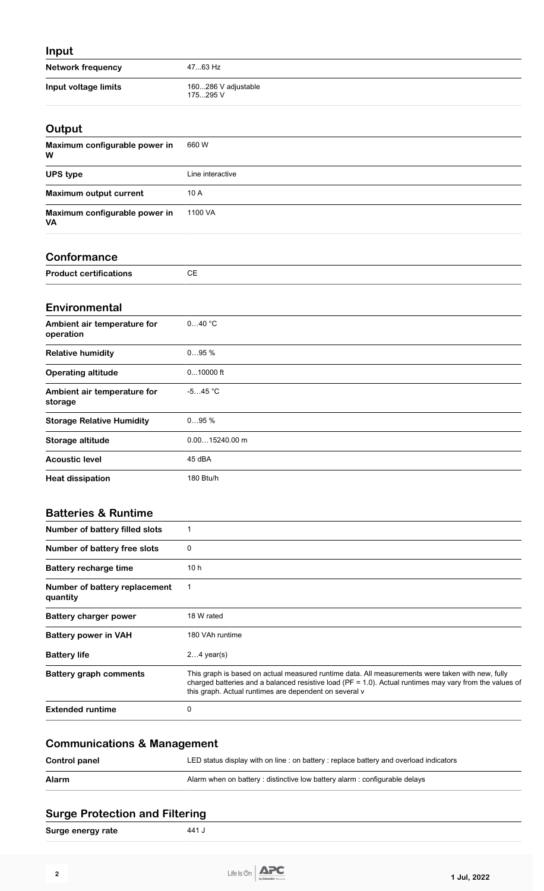## Input

| | |
|---|---|
| **Network frequency** | 47...63 Hz |
| **Input voltage limits** | 160...286 V adjustable<br>175...295 V |

## Output

| | |
|---|---|
| **Maximum configurable power in W** | 660 W |
| **UPS type** | Line interactive |
| **Maximum output current** | 10 A |
| **Maximum configurable power in VA** | 1100 VA |

## Conformance

| | |
|---|---|
| **Product certifications** | CE |

## Environmental

| | |
|---|---|
| **Ambient air temperature for operation** | 0…40 °C |
| **Relative humidity** | 0…95 % |
| **Operating altitude** | 0...10000 ft |
| **Ambient air temperature for storage** | -5…45 °C |
| **Storage Relative Humidity** | 0…95 % |
| **Storage altitude** | 0.00…15240.00 m |
| **Acoustic level** | 45 dBA |
| **Heat dissipation** | 180 Btu/h |

## Batteries & Runtime

| | |
|---|---|
| **Number of battery filled slots** | 1 |
| **Number of battery free slots** | 0 |
| **Battery recharge time** | 10 h |
| **Number of battery replacement quantity** | 1 |
| **Battery charger power** | 18 W rated |
| **Battery power in VAH** | 180 VAh runtime |
| **Battery life** | 2…4 year(s) |
| **Battery graph comments** | This graph is based on actual measured runtime data. All measurements were taken with new, fully charged batteries and a balanced resistive load (PF = 1.0). Actual runtimes may vary from the values of this graph. Actual runtimes are dependent on several v |
| **Extended runtime** | 0 |

## Communications & Management

| | |
|---|---|
| **Control panel** | LED status display with on line : on battery : replace battery and overload indicators |
| **Alarm** | Alarm when on battery : distinctive low battery alarm : configurable delays |

## Surge Protection and Filtering

| | |
|---|---|
| **Surge energy rate** | 441 J |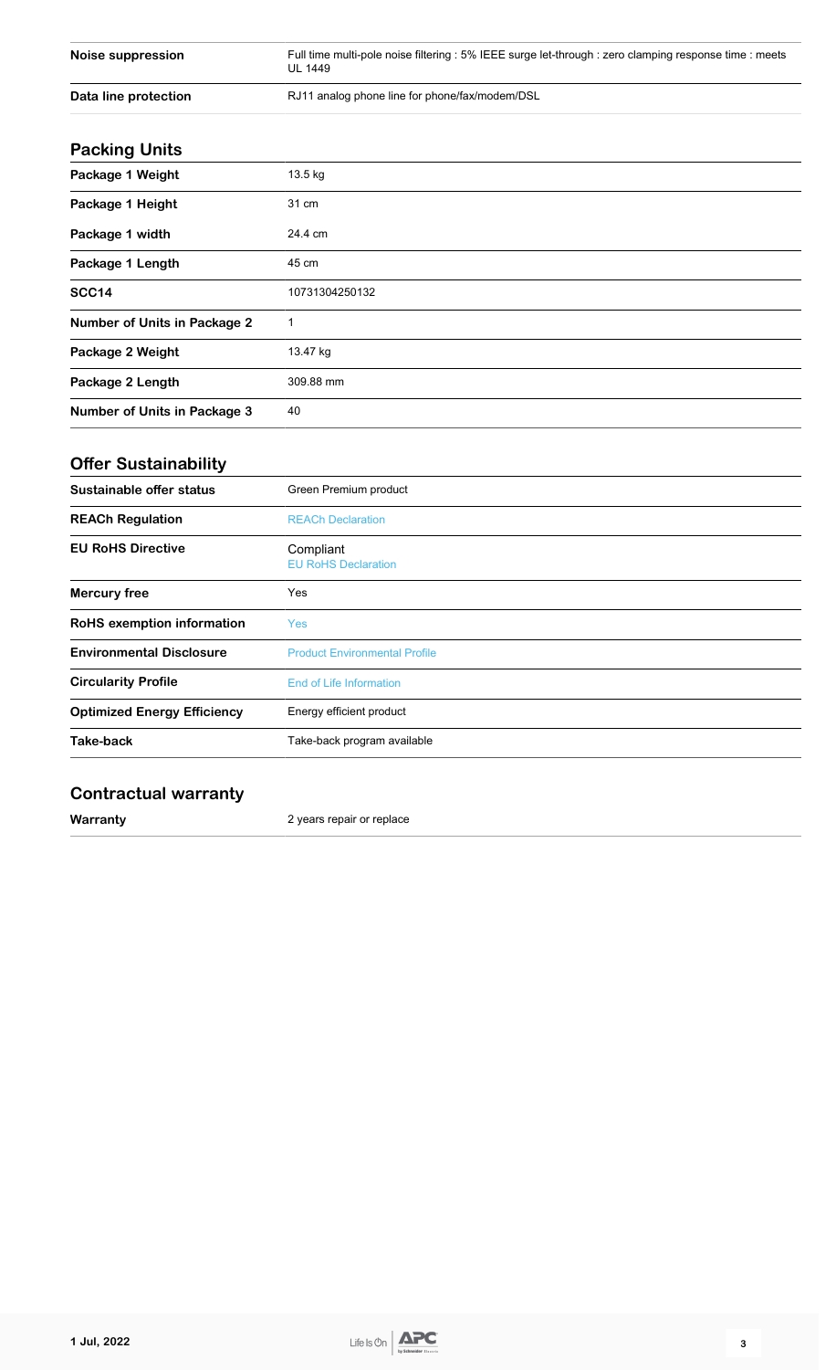| | |
|---|---|
| **Noise suppression** | Full time multi-pole noise filtering : 5% IEEE surge let-through : zero clamping response time : meets UL 1449 |
| **Data line protection** | RJ11 analog phone line for phone/fax/modem/DSL |

## Packing Units

| | |
|---|---|
| **Package 1 Weight** | 13.5 kg |
| **Package 1 Height** | 31 cm |
| **Package 1 width** | 24.4 cm |
| **Package 1 Length** | 45 cm |
| **SCC14** | 10731304250132 |
| **Number of Units in Package 2** | 1 |
| **Package 2 Weight** | 13.47 kg |
| **Package 2 Length** | 309.88 mm |
| **Number of Units in Package 3** | 40 |

## Offer Sustainability

| | |
|---|---|
| **Sustainable offer status** | Green Premium product |
| **REACh Regulation** | REACh Declaration |
| **EU RoHS Directive** | Compliant<br>EU RoHS Declaration |
| **Mercury free** | Yes |
| **RoHS exemption information** | Yes |
| **Environmental Disclosure** | Product Environmental Profile |
| **Circularity Profile** | End of Life Information |
| **Optimized Energy Efficiency** | Energy efficient product |
| **Take-back** | Take-back program available |

## Contractual warranty

| | |
|---|---|
| **Warranty** | 2 years repair or replace |